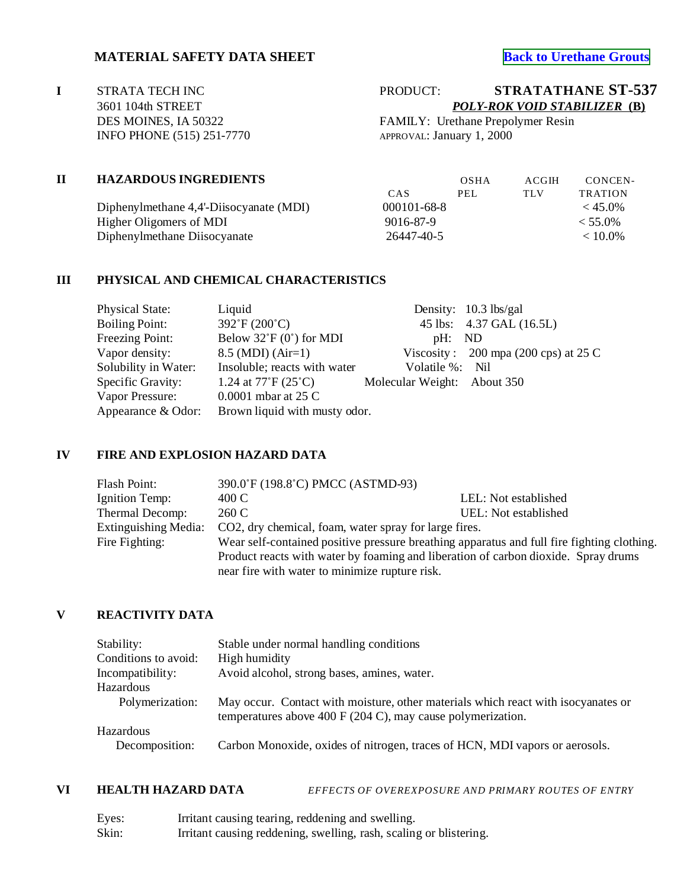# MATERIAL SAFETY DATA SHEET

[Back to Urethane Grouts]

**I**

STRATA TECH INC
3601 104th STREET
DES MOINES, IA 50322
INFO PHONE (515) 251-7770

PRODUCT: **STRATATHANE ST-537**
***POLY-ROK VOID STABILIZER* (B)**
FAMILY: Urethane Prepolymer Resin
APPROVAL: January 1, 2000

## II HAZARDOUS INGREDIENTS

| | CAS | OSHA PEL | ACGIH TLV | CONCEN-TRATION |
|---|---|---|---|---|
| Diphenylmethane 4,4'-Diisocyanate (MDI) | 000101-68-8 | | | < 45.0% |
| Higher Oligomers of MDI | 9016-87-9 | | | < 55.0% |
| Diphenylmethane Diisocyanate | 26447-40-5 | | | < 10.0% |

## III PHYSICAL AND CHEMICAL CHARACTERISTICS

| | | | |
|---|---|---|---|
| Physical State: | Liquid | Density: | 10.3 lbs/gal |
| Boiling Point: | 392˚F (200˚C) | 45 lbs: | 4.37 GAL (16.5L) |
| Freezing Point: | Below 32˚F (0˚) for MDI | pH: | ND |
| Vapor density: | 8.5 (MDI) (Air=1) | Viscosity : | 200 mpa (200 cps) at 25 C |
| Solubility in Water: | Insoluble; reacts with water | Volatile %: | Nil |
| Specific Gravity: | 1.24 at 77˚F (25˚C) | Molecular Weight: | About 350 |
| Vapor Pressure: | 0.0001 mbar at 25 C | | |
| Appearance & Odor: | Brown liquid with musty odor. | | |

## IV FIRE AND EXPLOSION HAZARD DATA

Flash Point: 390.0˚F (198.8˚C) PMCC (ASTMD-93)

Ignition Temp: 400 C — LEL: Not established

Thermal Decomp: 260 C — UEL: Not established

Extinguishing Media: $CO_2$, dry chemical, foam, water spray for large fires.

Fire Fighting: Wear self-contained positive pressure breathing apparatus and full fire fighting clothing. Product reacts with water by foaming and liberation of carbon dioxide. Spray drums near fire with water to minimize rupture risk.

## V REACTIVITY DATA

Stability: Stable under normal handling conditions

Conditions to avoid: High humidity

Incompatibility: Avoid alcohol, strong bases, amines, water.

Hazardous Polymerization: May occur. Contact with moisture, other materials which react with isocyanates or temperatures above 400 F (204 C), may cause polymerization.

Hazardous Decomposition: Carbon Monoxide, oxides of nitrogen, traces of HCN, MDI vapors or aerosols.

## VI HEALTH HAZARD DATA

*EFFECTS OF OVEREXPOSURE AND PRIMARY ROUTES OF ENTRY*

Eyes: Irritant causing tearing, reddening and swelling.

Skin: Irritant causing reddening, swelling, rash, scaling or blistering.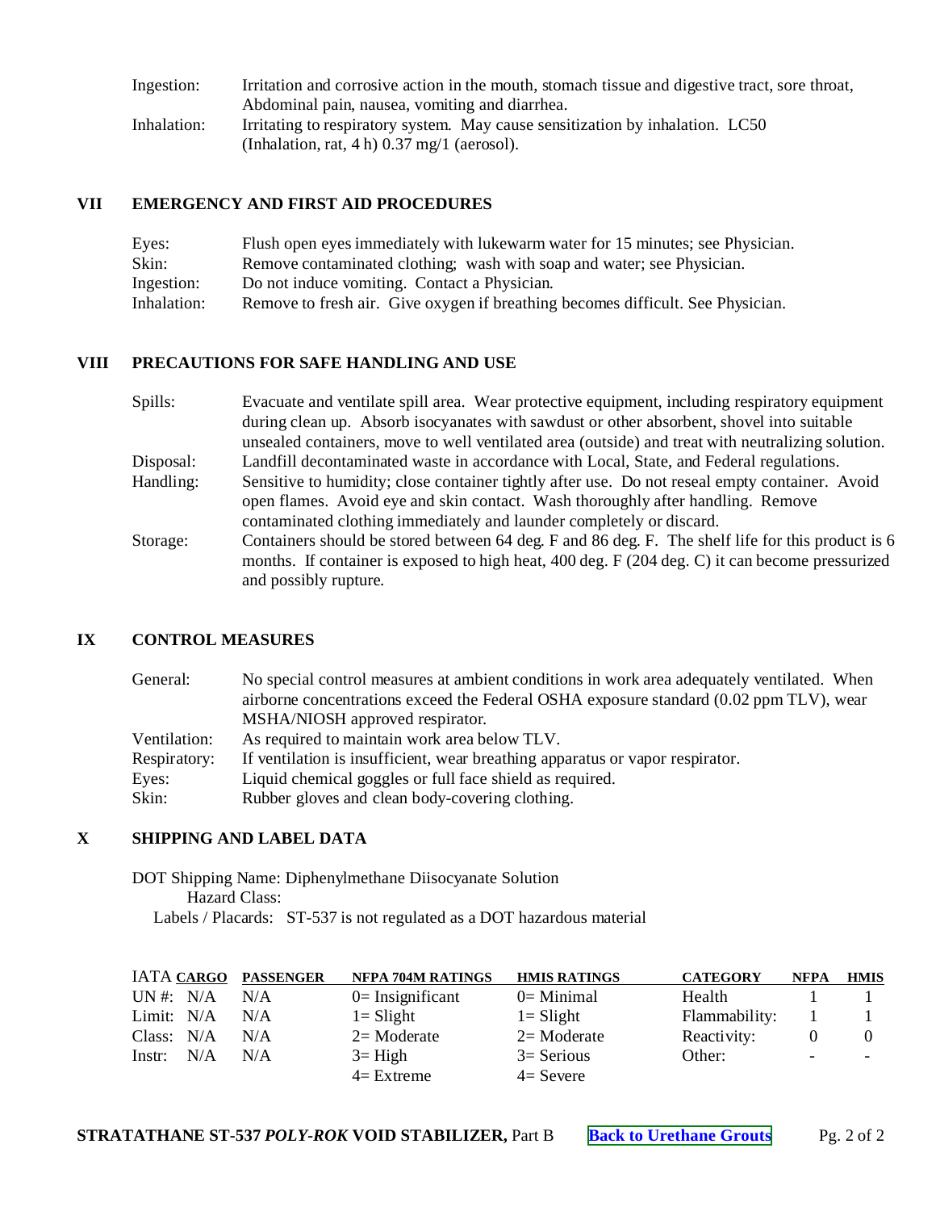| | |
|---|---|
| Ingestion: | Irritation and corrosive action in the mouth, stomach tissue and digestive tract, sore throat, Abdominal pain, nausea, vomiting and diarrhea. |
| Inhalation: | Irritating to respiratory system. May cause sensitization by inhalation. LC50 (Inhalation, rat, 4 h) 0.37 mg/1 (aerosol). |

## VII EMERGENCY AND FIRST AID PROCEDURES

| | |
|---|---|
| Eyes: | Flush open eyes immediately with lukewarm water for 15 minutes; see Physician. |
| Skin: | Remove contaminated clothing; wash with soap and water; see Physician. |
| Ingestion: | Do not induce vomiting. Contact a Physician. |
| Inhalation: | Remove to fresh air. Give oxygen if breathing becomes difficult. See Physician. |

## VIII PRECAUTIONS FOR SAFE HANDLING AND USE

| | |
|---|---|
| Spills: | Evacuate and ventilate spill area. Wear protective equipment, including respiratory equipment during clean up. Absorb isocyanates with sawdust or other absorbent, shovel into suitable unsealed containers, move to well ventilated area (outside) and treat with neutralizing solution. |
| Disposal: | Landfill decontaminated waste in accordance with Local, State, and Federal regulations. |
| Handling: | Sensitive to humidity; close container tightly after use. Do not reseal empty container. Avoid open flames. Avoid eye and skin contact. Wash thoroughly after handling. Remove contaminated clothing immediately and launder completely or discard. |
| Storage: | Containers should be stored between 64 deg. F and 86 deg. F. The shelf life for this product is 6 months. If container is exposed to high heat, 400 deg. F (204 deg. C) it can become pressurized and possibly rupture. |

## IX CONTROL MEASURES

| | |
|---|---|
| General: | No special control measures at ambient conditions in work area adequately ventilated. When airborne concentrations exceed the Federal OSHA exposure standard (0.02 ppm TLV), wear MSHA/NIOSH approved respirator. |
| Ventilation: | As required to maintain work area below TLV. |
| Respiratory: | If ventilation is insufficient, wear breathing apparatus or vapor respirator. |
| Eyes: | Liquid chemical goggles or full face shield as required. |
| Skin: | Rubber gloves and clean body-covering clothing. |

## X SHIPPING AND LABEL DATA

DOT Shipping Name: Diphenylmethane Diisocyanate Solution

Hazard Class:

Labels / Placards: ST-537 is not regulated as a DOT hazardous material

| IATA | CARGO | PASSENGER | NFPA 704M RATINGS | HMIS RATINGS | CATEGORY | NFPA | HMIS |
|---|---|---|---|---|---|---|---|
| UN #: | N/A | N/A | 0= Insignificant | 0= Minimal | Health | 1 | 1 |
| Limit: | N/A | N/A | 1= Slight | 1= Slight | Flammability: | 1 | 1 |
| Class: | N/A | N/A | 2= Moderate | 2= Moderate | Reactivity: | 0 | 0 |
| Instr: | N/A | N/A | 3= High | 3= Serious | Other: | - | - |
| | | | 4= Extreme | 4= Severe | | | |

**STRATATHANE ST-537 *POLY-ROK* VOID STABILIZER,** Part B **Back to Urethane Grouts**